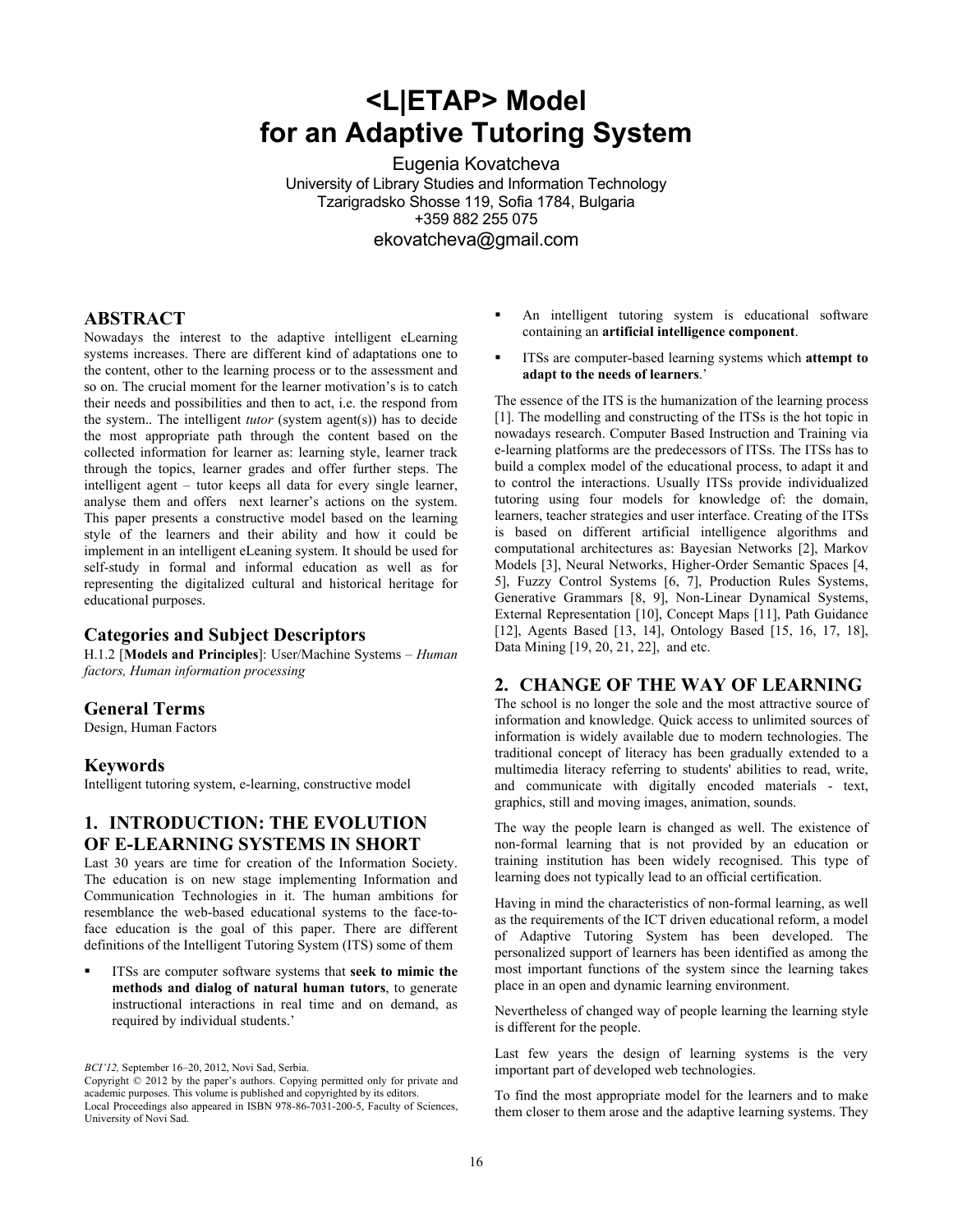# <L|ETAP> Model for an Adaptive Tutoring System

Eugenia Kovatcheva
University of Library Studies and Information Technology
Tzarigradsko Shosse 119, Sofia 1784, Bulgaria
+359 882 255 075
ekovatcheva@gmail.com

## ABSTRACT

Nowadays the interest to the adaptive intelligent eLearning systems increases. There are different kind of adaptations one to the content, other to the learning process or to the assessment and so on. The crucial moment for the learner motivation's is to catch their needs and possibilities and then to act, i.e. the respond from the system.. The intelligent *tutor* (system agent(s)) has to decide the most appropriate path through the content based on the collected information for learner as: learning style, learner track through the topics, learner grades and offer further steps. The intelligent agent – tutor keeps all data for every single learner, analyse them and offers next learner's actions on the system. This paper presents a constructive model based on the learning style of the learners and their ability and how it could be implement in an intelligent eLeaning system. It should be used for self-study in formal and informal education as well as for representing the digitalized cultural and historical heritage for educational purposes.

## Categories and Subject Descriptors

H.1.2 [**Models and Principles**]: User/Machine Systems – *Human factors, Human information processing*

## General Terms

Design, Human Factors

## Keywords

Intelligent tutoring system, e-learning, constructive model

## 1. INTRODUCTION: THE EVOLUTION OF E-LEARNING SYSTEMS IN SHORT

Last 30 years are time for creation of the Information Society. The education is on new stage implementing Information and Communication Technologies in it. The human ambitions for resemblance the web-based educational systems to the face-to-face education is the goal of this paper. There are different definitions of the Intelligent Tutoring System (ITS) some of them

- ITSs are computer software systems that **seek to mimic the methods and dialog of natural human tutors**, to generate instructional interactions in real time and on demand, as required by individual students.'
- An intelligent tutoring system is educational software containing an **artificial intelligence component**.
- ITSs are computer-based learning systems which **attempt to adapt to the needs of learners**.'

The essence of the ITS is the humanization of the learning process [1]. The modelling and constructing of the ITSs is the hot topic in nowadays research. Computer Based Instruction and Training via e-learning platforms are the predecessors of ITSs. The ITSs has to build a complex model of the educational process, to adapt it and to control the interactions. Usually ITSs provide individualized tutoring using four models for knowledge of: the domain, learners, teacher strategies and user interface. Creating of the ITSs is based on different artificial intelligence algorithms and computational architectures as: Bayesian Networks [2], Markov Models [3], Neural Networks, Higher-Order Semantic Spaces [4, 5], Fuzzy Control Systems [6, 7], Production Rules Systems, Generative Grammars [8, 9], Non-Linear Dynamical Systems, External Representation [10], Concept Maps [11], Path Guidance [12], Agents Based [13, 14], Ontology Based [15, 16, 17, 18], Data Mining [19, 20, 21, 22], and etc.

## 2. CHANGE OF THE WAY OF LEARNING

The school is no longer the sole and the most attractive source of information and knowledge. Quick access to unlimited sources of information is widely available due to modern technologies. The traditional concept of literacy has been gradually extended to a multimedia literacy referring to students' abilities to read, write, and communicate with digitally encoded materials - text, graphics, still and moving images, animation, sounds.

The way the people learn is changed as well. The existence of non-formal learning that is not provided by an education or training institution has been widely recognised. This type of learning does not typically lead to an official certification.

Having in mind the characteristics of non-formal learning, as well as the requirements of the ICT driven educational reform, a model of Adaptive Tutoring System has been developed. The personalized support of learners has been identified as among the most important functions of the system since the learning takes place in an open and dynamic learning environment.

Nevertheless of changed way of people learning the learning style is different for the people.

Last few years the design of learning systems is the very important part of developed web technologies.

To find the most appropriate model for the learners and to make them closer to them arose and the adaptive learning systems. They

*BCI'12,* September 16–20, 2012, Novi Sad, Serbia.
Copyright © 2012 by the paper's authors. Copying permitted only for private and academic purposes. This volume is published and copyrighted by its editors.
Local Proceedings also appeared in ISBN 978-86-7031-200-5, Faculty of Sciences, University of Novi Sad.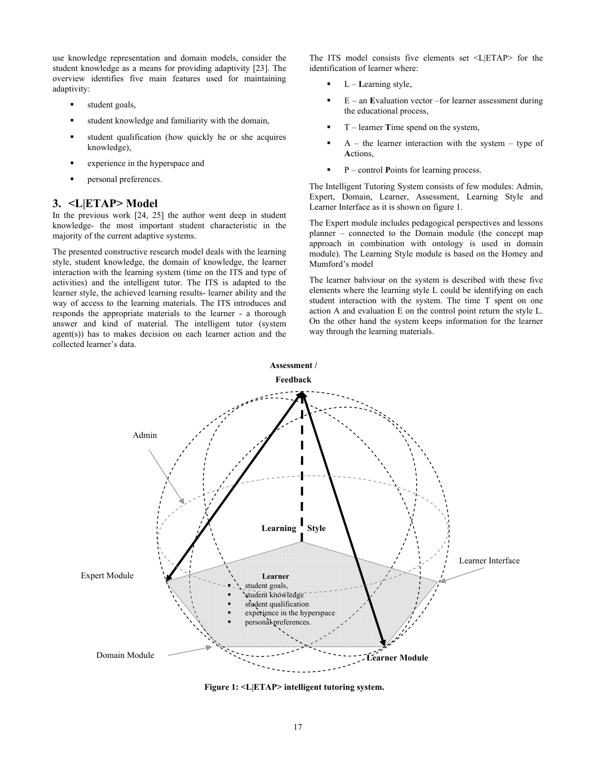use knowledge representation and domain models, consider the student knowledge as a means for providing adaptivity [23]. The overview identifies five main features used for maintaining adaptivity:

- student goals,
- student knowledge and familiarity with the domain,
- student qualification (how quickly he or she acquires knowledge),
- experience in the hyperspace and
- personal preferences.

## 3. <L|ETAP> Model

In the previous work [24, 25] the author went deep in student knowledge- the most important student characteristic in the majority of the current adaptive systems.

The presented constructive research model deals with the learning style, student knowledge, the domain of knowledge, the learner interaction with the learning system (time on the ITS and type of activities) and the intelligent tutor. The ITS is adapted to the learner style, the achieved learning results- learner ability and the way of access to the learning materials. The ITS introduces and responds the appropriate materials to the learner - a thorough answer and kind of material. The intelligent tutor (system agent(s)) has to makes decision on each learner action and the collected learner's data.

The ITS model consists five elements set <L|ETAP> for the identification of learner where:

- L – **L**earning style,
- E – an **E**valuation vector –for learner assessment during the educational process,
- T – learner **T**ime spend on the system,
- A – the learner interaction with the system – type of **A**ctions,
- P – control **P**oints for learning process.

The Intelligent Tutoring System consists of few modules: Admin, Expert, Domain, Learner, Assessment, Learning Style and Learner Interface as it is shown on figure 1.

The Expert module includes pedagogical perspectives and lessons planner – connected to the Domain module (the concept map approach in combination with ontology is used in domain module). The Learning Style module is based on the Homey and Mumford's model

The learner bahviour on the system is described with these five elements where the learning style L could be identifying on each student interaction with the system. The time T spent on one action A and evaluation E on the control point return the style L. On the other hand the system keeps information for the learner way through the learning materials.

**Figure 1: <L|ETAP> intelligent tutoring system.**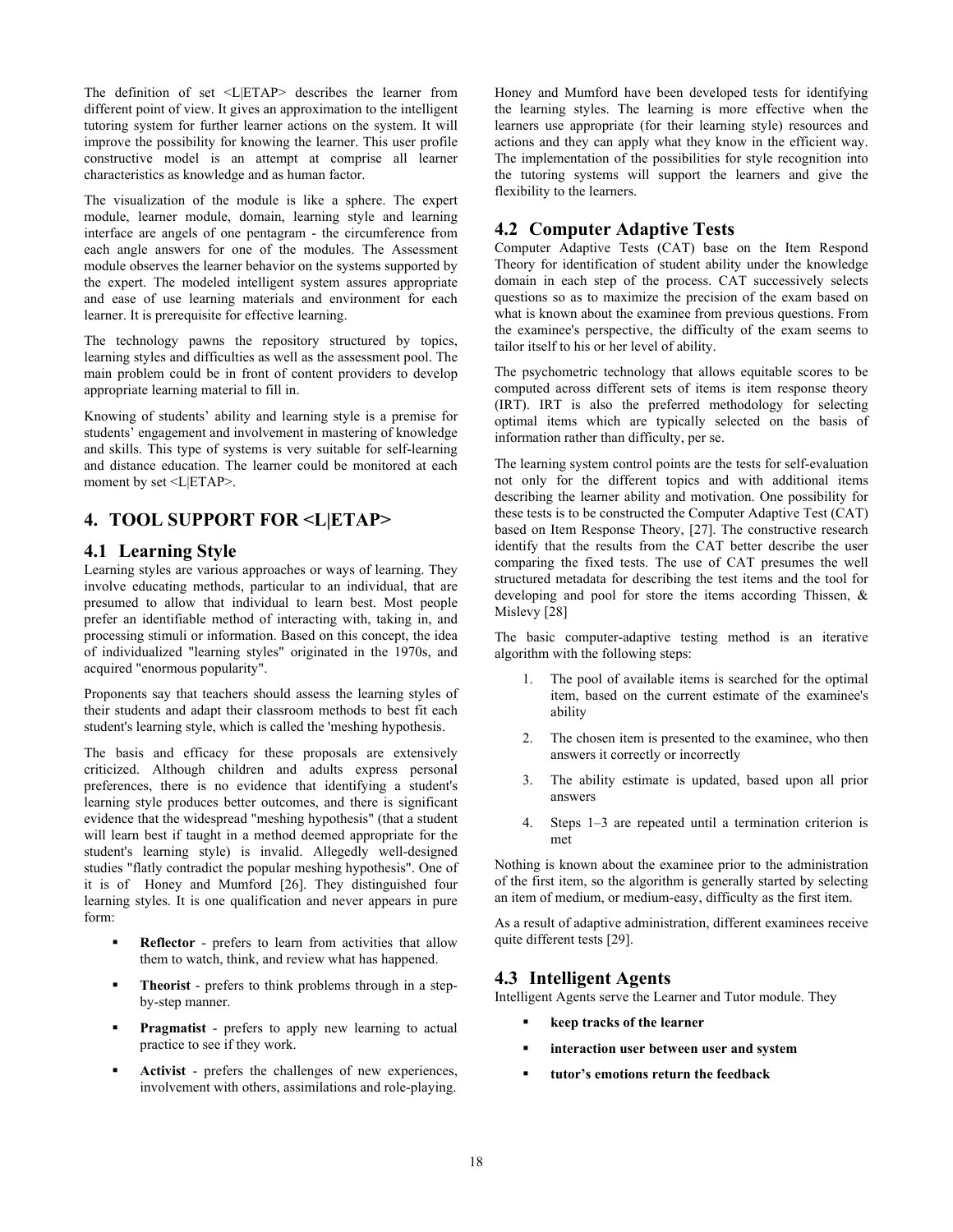The definition of set <L|ETAP> describes the learner from different point of view. It gives an approximation to the intelligent tutoring system for further learner actions on the system. It will improve the possibility for knowing the learner. This user profile constructive model is an attempt at comprise all learner characteristics as knowledge and as human factor.

The visualization of the module is like a sphere. The expert module, learner module, domain, learning style and learning interface are angels of one pentagram - the circumference from each angle answers for one of the modules. The Assessment module observes the learner behavior on the systems supported by the expert. The modeled intelligent system assures appropriate and ease of use learning materials and environment for each learner. It is prerequisite for effective learning.

The technology pawns the repository structured by topics, learning styles and difficulties as well as the assessment pool. The main problem could be in front of content providers to develop appropriate learning material to fill in.

Knowing of students' ability and learning style is a premise for students' engagement and involvement in mastering of knowledge and skills. This type of systems is very suitable for self-learning and distance education. The learner could be monitored at each moment by set <L|ETAP>.

## 4. TOOL SUPPORT FOR <L|ETAP>

### 4.1 Learning Style

Learning styles are various approaches or ways of learning. They involve educating methods, particular to an individual, that are presumed to allow that individual to learn best. Most people prefer an identifiable method of interacting with, taking in, and processing stimuli or information. Based on this concept, the idea of individualized "learning styles" originated in the 1970s, and acquired "enormous popularity".

Proponents say that teachers should assess the learning styles of their students and adapt their classroom methods to best fit each student's learning style, which is called the 'meshing hypothesis.

The basis and efficacy for these proposals are extensively criticized. Although children and adults express personal preferences, there is no evidence that identifying a student's learning style produces better outcomes, and there is significant evidence that the widespread "meshing hypothesis" (that a student will learn best if taught in a method deemed appropriate for the student's learning style) is invalid. Allegedly well-designed studies "flatly contradict the popular meshing hypothesis". One of it is of Honey and Mumford [26]. They distinguished four learning styles. It is one qualification and never appears in pure form:

- **Reflector** - prefers to learn from activities that allow them to watch, think, and review what has happened.
- **Theorist** - prefers to think problems through in a step-by-step manner.
- **Pragmatist** - prefers to apply new learning to actual practice to see if they work.
- **Activist** - prefers the challenges of new experiences, involvement with others, assimilations and role-playing.

Honey and Mumford have been developed tests for identifying the learning styles. The learning is more effective when the learners use appropriate (for their learning style) resources and actions and they can apply what they know in the efficient way. The implementation of the possibilities for style recognition into the tutoring systems will support the learners and give the flexibility to the learners.

### 4.2 Computer Adaptive Tests

Computer Adaptive Tests (CAT) base on the Item Respond Theory for identification of student ability under the knowledge domain in each step of the process. CAT successively selects questions so as to maximize the precision of the exam based on what is known about the examinee from previous questions. From the examinee's perspective, the difficulty of the exam seems to tailor itself to his or her level of ability.

The psychometric technology that allows equitable scores to be computed across different sets of items is item response theory (IRT). IRT is also the preferred methodology for selecting optimal items which are typically selected on the basis of information rather than difficulty, per se.

The learning system control points are the tests for self-evaluation not only for the different topics and with additional items describing the learner ability and motivation. One possibility for these tests is to be constructed the Computer Adaptive Test (CAT) based on Item Response Theory, [27]. The constructive research identify that the results from the CAT better describe the user comparing the fixed tests. The use of CAT presumes the well structured metadata for describing the test items and the tool for developing and pool for store the items according Thissen, & Mislevy [28]

The basic computer-adaptive testing method is an iterative algorithm with the following steps:

1. The pool of available items is searched for the optimal item, based on the current estimate of the examinee's ability
2. The chosen item is presented to the examinee, who then answers it correctly or incorrectly
3. The ability estimate is updated, based upon all prior answers
4. Steps 1–3 are repeated until a termination criterion is met

Nothing is known about the examinee prior to the administration of the first item, so the algorithm is generally started by selecting an item of medium, or medium-easy, difficulty as the first item.

As a result of adaptive administration, different examinees receive quite different tests [29].

### 4.3 Intelligent Agents

Intelligent Agents serve the Learner and Tutor module. They

- **keep tracks of the learner**
- **interaction user between user and system**
- **tutor's emotions return the feedback**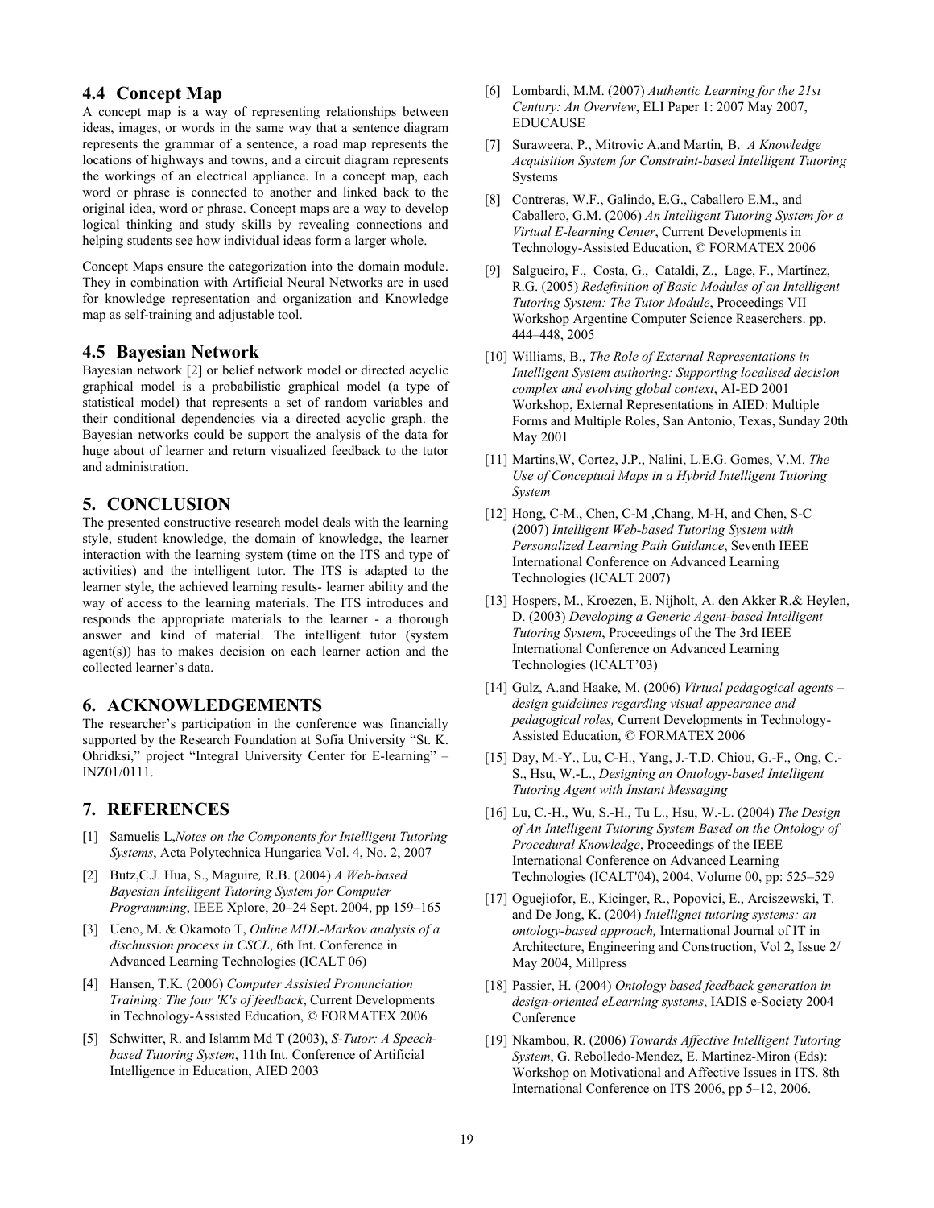## 4.4 Concept Map

A concept map is a way of representing relationships between ideas, images, or words in the same way that a sentence diagram represents the grammar of a sentence, a road map represents the locations of highways and towns, and a circuit diagram represents the workings of an electrical appliance. In a concept map, each word or phrase is connected to another and linked back to the original idea, word or phrase. Concept maps are a way to develop logical thinking and study skills by revealing connections and helping students see how individual ideas form a larger whole.

Concept Maps ensure the categorization into the domain module. They in combination with Artificial Neural Networks are in used for knowledge representation and organization and Knowledge map as self-training and adjustable tool.

## 4.5 Bayesian Network

Bayesian network [2] or belief network model or directed acyclic graphical model is a probabilistic graphical model (a type of statistical model) that represents a set of random variables and their conditional dependencies via a directed acyclic graph. the Bayesian networks could be support the analysis of the data for huge about of learner and return visualized feedback to the tutor and administration.

# 5. CONCLUSION

The presented constructive research model deals with the learning style, student knowledge, the domain of knowledge, the learner interaction with the learning system (time on the ITS and type of activities) and the intelligent tutor. The ITS is adapted to the learner style, the achieved learning results- learner ability and the way of access to the learning materials. The ITS introduces and responds the appropriate materials to the learner - a thorough answer and kind of material. The intelligent tutor (system agent(s)) has to makes decision on each learner action and the collected learner's data.

# 6. ACKNOWLEDGEMENTS

The researcher's participation in the conference was financially supported by the Research Foundation at Sofia University "St. K. Ohridksi," project "Integral University Center for E-learning" – INZ01/0111.

# 7. REFERENCES

[1] Samuelis L,*Notes on the Components for Intelligent Tutoring Systems*, Acta Polytechnica Hungarica Vol. 4, No. 2, 2007

[2] Butz,C.J. Hua, S., Maguire*,* R.B. (2004) *A Web-based Bayesian Intelligent Tutoring System for Computer Programming*, IEEE Xplore, 20–24 Sept. 2004, pp 159–165

[3] Ueno, M. & Okamoto T, *Online MDL-Markov analysis of a dischussion process in CSCL*, 6th Int. Conference in Advanced Learning Technologies (ICALT 06)

[4] Hansen, T.K. (2006) *Computer Assisted Pronunciation Training: The four 'K's of feedback*, Current Developments in Technology-Assisted Education, © FORMATEX 2006

[5] Schwitter, R. and Islamm Md T (2003), *S-Tutor: A Speech-based Tutoring System*, 11th Int. Conference of Artificial Intelligence in Education, AIED 2003

[6] Lombardi, M.M. (2007) *Authentic Learning for the 21st Century: An Overview*, ELI Paper 1: 2007 May 2007, EDUCAUSE

[7] Suraweera, P., Mitrovic A.and Martin*,* B. *A Knowledge Acquisition System for Constraint-based Intelligent Tutoring* Systems

[8] Contreras, W.F., Galindo, E.G., Caballero E.M., and Caballero, G.M. (2006) *An Intelligent Tutoring System for a Virtual E-learning Center*, Current Developments in Technology-Assisted Education, © FORMATEX 2006

[9] Salgueiro, F., Costa, G., Cataldi, Z., Lage, F., Martínez, R.G. (2005) *Redefinition of Basic Modules of an Intelligent Tutoring System: The Tutor Module*, Proceedings VII Workshop Argentine Computer Science Reaserchers. pp. 444–448, 2005

[10] Williams, B., *The Role of External Representations in Intelligent System authoring: Supporting localised decision complex and evolving global context*, AI-ED 2001 Workshop, External Representations in AIED: Multiple Forms and Multiple Roles, San Antonio, Texas, Sunday 20th May 2001

[11] Martins,W, Cortez, J.P., Nalini, L.E.G. Gomes, V.M. *The Use of Conceptual Maps in a Hybrid Intelligent Tutoring System*

[12] Hong, C-M., Chen, C-M ,Chang, M-H, and Chen, S-C (2007) *Intelligent Web-based Tutoring System with Personalized Learning Path Guidance*, Seventh IEEE International Conference on Advanced Learning Technologies (ICALT 2007)

[13] Hospers, M., Kroezen, E. Nijholt, A. den Akker R.& Heylen, D. (2003) *Developing a Generic Agent-based Intelligent Tutoring System*, Proceedings of the The 3rd IEEE International Conference on Advanced Learning Technologies (ICALT'03)

[14] Gulz, A.and Haake, M. (2006) *Virtual pedagogical agents – design guidelines regarding visual appearance and pedagogical roles,* Current Developments in Technology-Assisted Education, © FORMATEX 2006

[15] Day, M.-Y., Lu, C-H., Yang, J.-T.D. Chiou, G.-F., Ong, C.-S., Hsu, W.-L., *Designing an Ontology-based Intelligent Tutoring Agent with Instant Messaging*

[16] Lu, C.-H., Wu, S.-H., Tu L., Hsu, W.-L. (2004) *The Design of An Intelligent Tutoring System Based on the Ontology of Procedural Knowledge*, Proceedings of the IEEE International Conference on Advanced Learning Technologies (ICALT'04), 2004, Volume 00, pp: 525–529

[17] Oguejiofor, E., Kicinger, R., Popovici, E., Arciszewski, T. and De Jong, K. (2004) *Intellignet tutoring systems: an ontology-based approach,* International Journal of IT in Architecture, Engineering and Construction, Vol 2, Issue 2/ May 2004, Millpress

[18] Passier, H. (2004) *Ontology based feedback generation in design-oriented eLearning systems*, IADIS e-Society 2004 Conference

[19] Nkambou, R. (2006) *Towards Affective Intelligent Tutoring System*, G. Rebolledo-Mendez, E. Martinez-Miron (Eds): Workshop on Motivational and Affective Issues in ITS. 8th International Conference on ITS 2006, pp 5–12, 2006.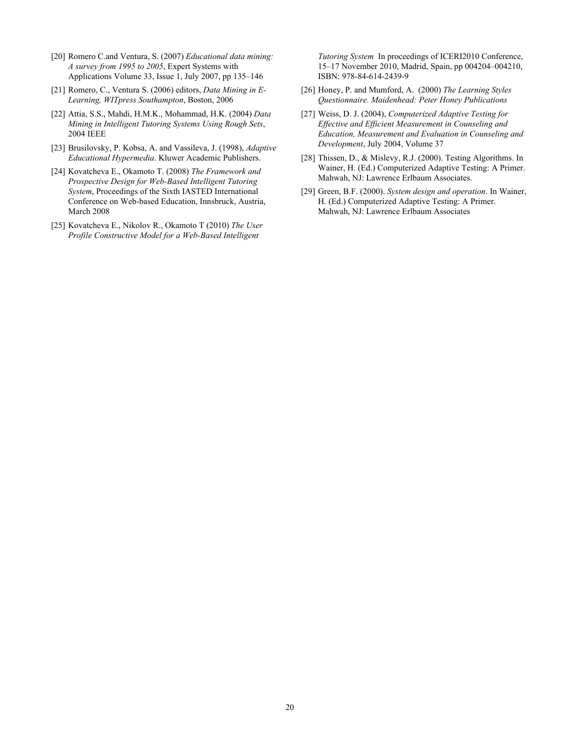[20] Romero C.and Ventura, S. (2007) *Educational data mining: A survey from 1995 to 2005*, Expert Systems with Applications Volume 33, Issue 1, July 2007, pp 135–146

[21] Romero, C., Ventura S. (2006) editors, *Data Mining in E-Learning, WITpress Southampton*, Boston, 2006

[22] Attia, S.S., Mahdi, H.M.K., Mohammad, H.K. (2004) *Data Mining in Intelligent Tutoring Systems Using Rough Sets*, 2004 IEEE

[23] Brusilovsky, P. Kobsa, A. and Vassileva, J. (1998), *Adaptive Educational Hypermedia*. Kluwer Academic Publishers.

[24] Kovatcheva E., Okamoto T. (2008) *The Framework and Prospective Design for Web-Based Intelligent Tutoring System*, Proceedings of the Sixth IASTED International Conference on Web-based Education, Innsbruck, Austria, March 2008

[25] Kovatcheva E., Nikolov R., Okamoto T (2010) *The User Profile Constructive Model for a Web-Based Intelligent Tutoring System* In proceedings of ICERI2010 Conference, 15–17 November 2010, Madrid, Spain, pp 004204–004210, ISBN: 978-84-614-2439-9

[26] Honey, P. and Mumford, A. (2000) *The Learning Styles Questionnaire. Maidenhead: Peter Honey Publications*

[27] Weiss, D. J. (2004), *Computerized Adaptive Testing for Effective and Efficient Measurement in Counseling and Education, Measurement and Evaluation in Counseling and Development*, July 2004, Volume 37

[28] Thissen, D., & Mislevy, R.J. (2000). Testing Algorithms. In Wainer, H. (Ed.) Computerized Adaptive Testing: A Primer. Mahwah, NJ: Lawrence Erlbaum Associates.

[29] Green, B.F. (2000). *System design and operation*. In Wainer, H. (Ed.) Computerized Adaptive Testing: A Primer. Mahwah, NJ: Lawrence Erlbaum Associates